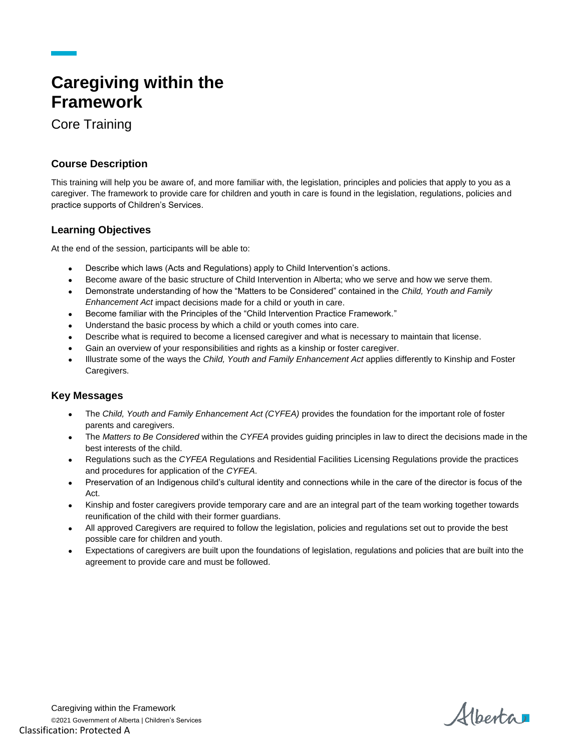# Caregiving within the Framework

Core Training

## Course Description

This training will help you be aware of, and more familiar with, the legislation, principles and policies that apply to you as a caregiver. The framework to provide care for children and youth in care is found in the legislation, regulations, policies and practice supports of Children's Services.

## Learning Objectives

At the end of the session, participants will be able to:

- Describe which laws (Acts and Regulations) apply to Child Intervention's actions.
- Become aware of the basic structure of Child Intervention in Alberta; who we serve and how we serve them.
- Demonstrate understanding of how the "Matters to be Considered" contained in the *Child, Youth and Family Enhancement Act* impact decisions made for a child or youth in care.
- Become familiar with the Principles of the "Child Intervention Practice Framework."
- Understand the basic process by which a child or youth comes into care.
- Describe what is required to become a licensed caregiver and what is necessary to maintain that license.
- Gain an overview of your responsibilities and rights as a kinship or foster caregiver.
- Illustrate some of the ways the *Child, Youth and Family Enhancement Act* applies differently to Kinship and Foster Caregivers.

## Key Messages

- The *Child, Youth and Family Enhancement Act (CYFEA)* provides the foundation for the important role of foster parents and caregivers.
- The *Matters to Be Considered* within the *CYFEA* provides guiding principles in law to direct the decisions made in the best interests of the child.
- Regulations such as the *CYFEA* Regulations and Residential Facilities Licensing Regulations provide the practices and procedures for application of the *CYFEA*.
- Preservation of an Indigenous child's cultural identity and connections while in the care of the director is focus of the Act.
- Kinship and foster caregivers provide temporary care and are an integral part of the team working together towards reunification of the child with their former guardians.
- All approved Caregivers are required to follow the legislation, policies and regulations set out to provide the best possible care for children and youth.
- Expectations of caregivers are built upon the foundations of legislation, regulations and policies that are built into the agreement to provide care and must be followed.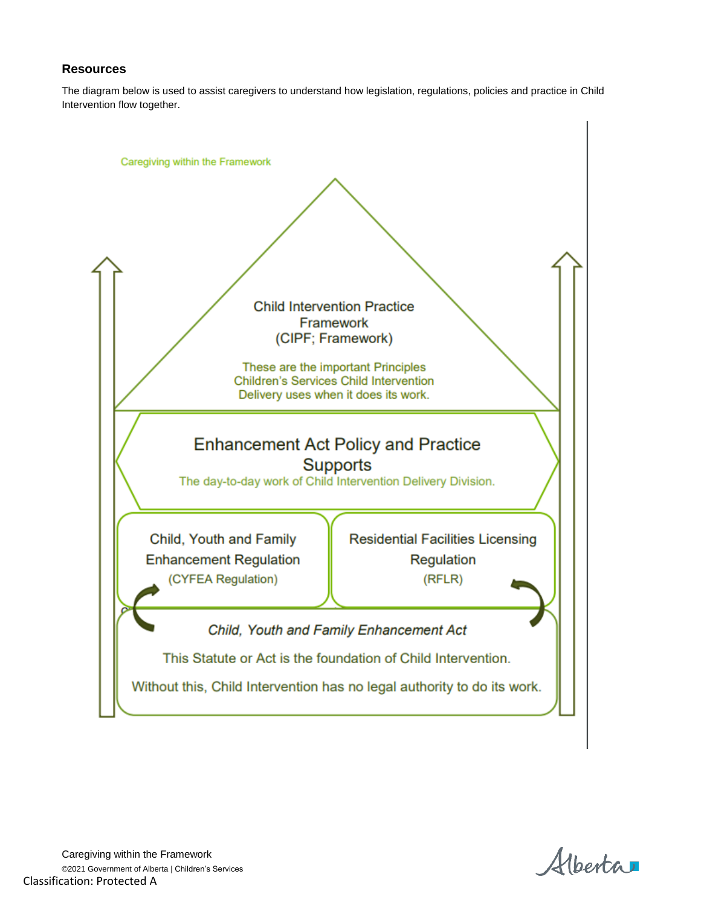## Resources

The diagram below is used to assist caregivers to understand how legislation, regulations, policies and practice in Child Intervention flow together.

Caregiving within the Framework

Child Intervention Practice Framework (CIPF; Framework)

These are the important Principles Children's Services Child Intervention Delivery uses when it does its work.

Enhancement Act Policy and Practice Supports

The day-to-day work of Child Intervention Delivery Division.

Child, Youth and Family Enhancement Regulation (CYFEA Regulation)

Residential Facilities Licensing Regulation (RFLR)

*Child, Youth and Family Enhancement Act*

This Statute or Act is the foundation of Child Intervention.

Without this, Child Intervention has no legal authority to do its work.